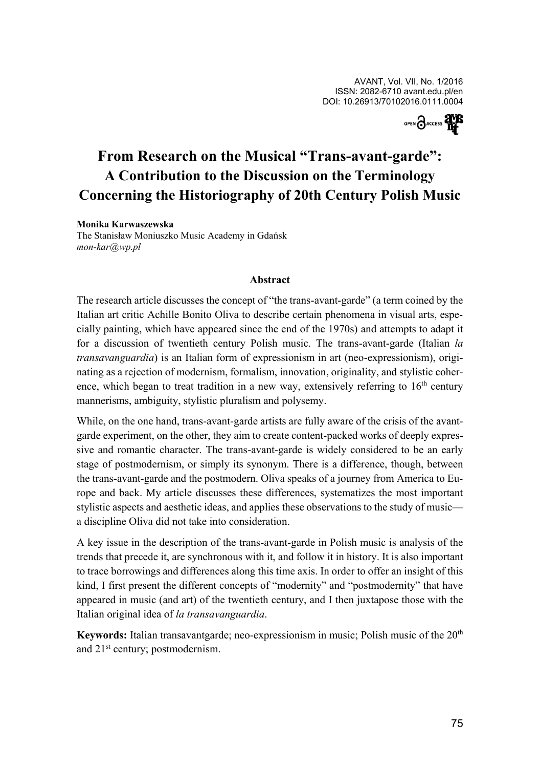# From Research on the Musical "Trans-avant-garde": A Contribution to the Discussion on the Terminology Concerning the Historiography of 20th Century Polish Music

**Monika Karwaszewska**
The Stanisław Moniuszko Music Academy in Gdańsk
*mon-kar@wp.pl*

### Abstract

The research article discusses the concept of "the trans-avant-garde" (a term coined by the Italian art critic Achille Bonito Oliva to describe certain phenomena in visual arts, especially painting, which have appeared since the end of the 1970s) and attempts to adapt it for a discussion of twentieth century Polish music. The trans-avant-garde (Italian *la transavanguardia*) is an Italian form of expressionism in art (neo-expressionism), originating as a rejection of modernism, formalism, innovation, originality, and stylistic coherence, which began to treat tradition in a new way, extensively referring to 16th century mannerisms, ambiguity, stylistic pluralism and polysemy.

While, on the one hand, trans-avant-garde artists are fully aware of the crisis of the avant-garde experiment, on the other, they aim to create content-packed works of deeply expressive and romantic character. The trans-avant-garde is widely considered to be an early stage of postmodernism, or simply its synonym. There is a difference, though, between the trans-avant-garde and the postmodern. Oliva speaks of a journey from America to Europe and back. My article discusses these differences, systematizes the most important stylistic aspects and aesthetic ideas, and applies these observations to the study of music—a discipline Oliva did not take into consideration.

A key issue in the description of the trans-avant-garde in Polish music is analysis of the trends that precede it, are synchronous with it, and follow it in history. It is also important to trace borrowings and differences along this time axis. In order to offer an insight of this kind, I first present the different concepts of "modernity" and "postmodernity" that have appeared in music (and art) of the twentieth century, and I then juxtapose those with the Italian original idea of *la transavanguardia*.

**Keywords:** Italian transavantgarde; neo-expressionism in music; Polish music of the 20th and 21st century; postmodernism.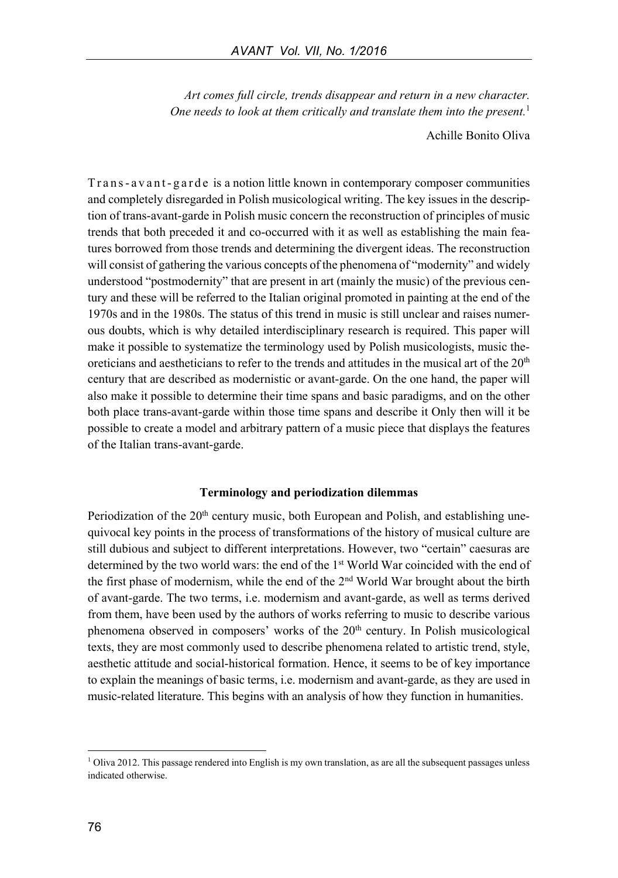*Art comes full circle, trends disappear and return in a new character. One needs to look at them critically and translate them into the present.*[1]

Achille Bonito Oliva

Trans-avant-garde is a notion little known in contemporary composer communities and completely disregarded in Polish musicological writing. The key issues in the description of trans-avant-garde in Polish music concern the reconstruction of principles of music trends that both preceded it and co-occurred with it as well as establishing the main features borrowed from those trends and determining the divergent ideas. The reconstruction will consist of gathering the various concepts of the phenomena of "modernity" and widely understood "postmodernity" that are present in art (mainly the music) of the previous century and these will be referred to the Italian original promoted in painting at the end of the 1970s and in the 1980s. The status of this trend in music is still unclear and raises numerous doubts, which is why detailed interdisciplinary research is required. This paper will make it possible to systematize the terminology used by Polish musicologists, music theoreticians and aestheticians to refer to the trends and attitudes in the musical art of the 20th century that are described as modernistic or avant-garde. On the one hand, the paper will also make it possible to determine their time spans and basic paradigms, and on the other both place trans-avant-garde within those time spans and describe it Only then will it be possible to create a model and arbitrary pattern of a music piece that displays the features of the Italian trans-avant-garde.

## Terminology and periodization dilemmas

Periodization of the 20th century music, both European and Polish, and establishing unequivocal key points in the process of transformations of the history of musical culture are still dubious and subject to different interpretations. However, two "certain" caesuras are determined by the two world wars: the end of the 1st World War coincided with the end of the first phase of modernism, while the end of the 2nd World War brought about the birth of avant-garde. The two terms, i.e. modernism and avant-garde, as well as terms derived from them, have been used by the authors of works referring to music to describe various phenomena observed in composers' works of the 20th century. In Polish musicological texts, they are most commonly used to describe phenomena related to artistic trend, style, aesthetic attitude and social-historical formation. Hence, it seems to be of key importance to explain the meanings of basic terms, i.e. modernism and avant-garde, as they are used in music-related literature. This begins with an analysis of how they function in humanities.

---

[1] Oliva 2012. This passage rendered into English is my own translation, as are all the subsequent passages unless indicated otherwise.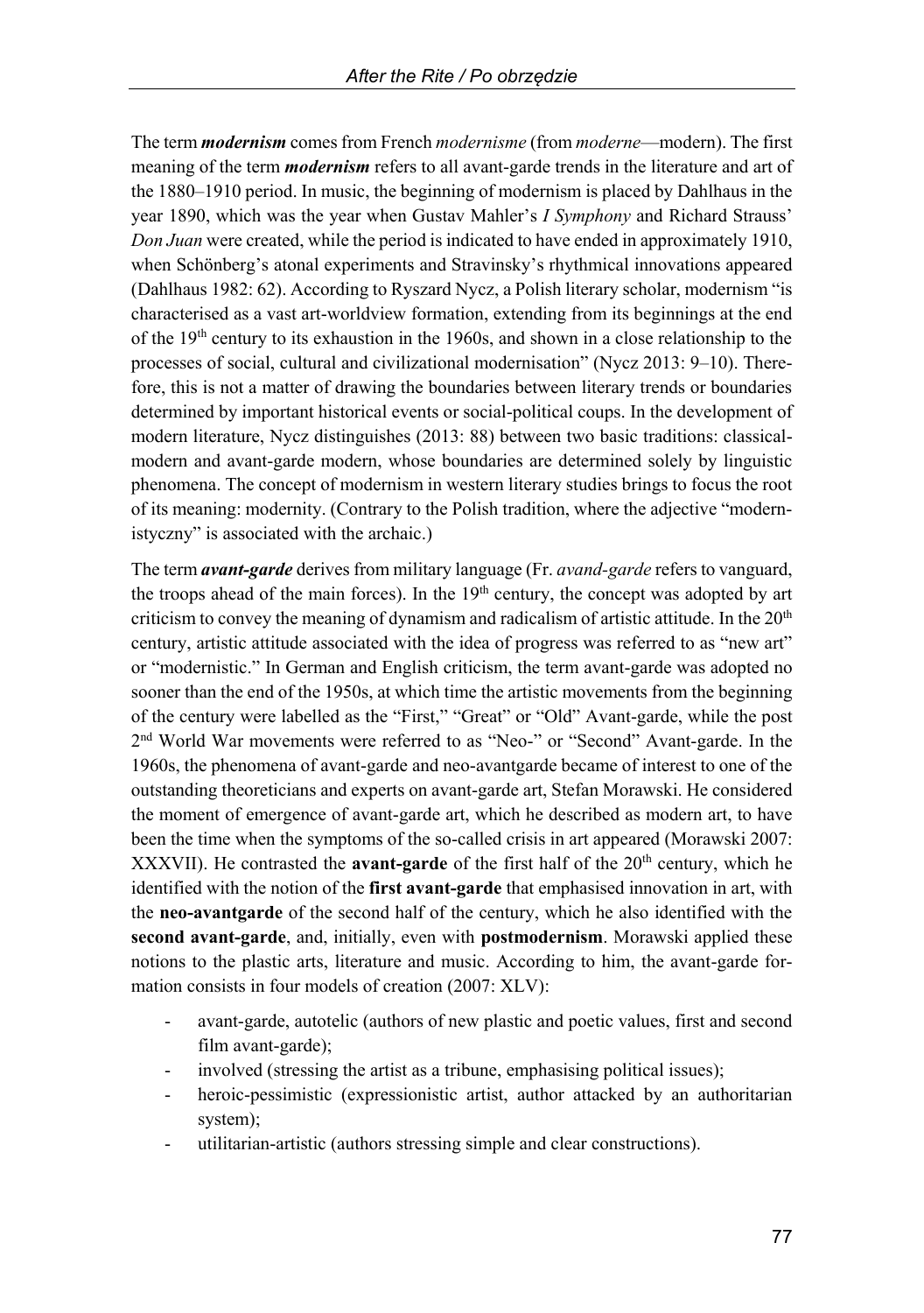The term ***modernism*** comes from French *modernisme* (from *moderne*—modern). The first meaning of the term ***modernism*** refers to all avant-garde trends in the literature and art of the 1880–1910 period. In music, the beginning of modernism is placed by Dahlhaus in the year 1890, which was the year when Gustav Mahler's *I Symphony* and Richard Strauss' *Don Juan* were created, while the period is indicated to have ended in approximately 1910, when Schönberg's atonal experiments and Stravinsky's rhythmical innovations appeared (Dahlhaus 1982: 62). According to Ryszard Nycz, a Polish literary scholar, modernism "is characterised as a vast art-worldview formation, extending from its beginnings at the end of the 19th century to its exhaustion in the 1960s, and shown in a close relationship to the processes of social, cultural and civilizational modernisation" (Nycz 2013: 9–10). Therefore, this is not a matter of drawing the boundaries between literary trends or boundaries determined by important historical events or social-political coups. In the development of modern literature, Nycz distinguishes (2013: 88) between two basic traditions: classical-modern and avant-garde modern, whose boundaries are determined solely by linguistic phenomena. The concept of modernism in western literary studies brings to focus the root of its meaning: modernity. (Contrary to the Polish tradition, where the adjective "modernistyczny" is associated with the archaic.)

The term ***avant-garde*** derives from military language (Fr. *avand-garde* refers to vanguard, the troops ahead of the main forces). In the 19th century, the concept was adopted by art criticism to convey the meaning of dynamism and radicalism of artistic attitude. In the 20th century, artistic attitude associated with the idea of progress was referred to as "new art" or "modernistic." In German and English criticism, the term avant-garde was adopted no sooner than the end of the 1950s, at which time the artistic movements from the beginning of the century were labelled as the "First," "Great" or "Old" Avant-garde, while the post 2nd World War movements were referred to as "Neo-" or "Second" Avant-garde. In the 1960s, the phenomena of avant-garde and neo-avantgarde became of interest to one of the outstanding theoreticians and experts on avant-garde art, Stefan Morawski. He considered the moment of emergence of avant-garde art, which he described as modern art, to have been the time when the symptoms of the so-called crisis in art appeared (Morawski 2007: XXXVII). He contrasted the **avant-garde** of the first half of the 20th century, which he identified with the notion of the **first avant-garde** that emphasised innovation in art, with the **neo-avantgarde** of the second half of the century, which he also identified with the **second avant-garde**, and, initially, even with **postmodernism**. Morawski applied these notions to the plastic arts, literature and music. According to him, the avant-garde formation consists in four models of creation (2007: XLV):

- avant-garde, autotelic (authors of new plastic and poetic values, first and second film avant-garde);
- involved (stressing the artist as a tribune, emphasising political issues);
- heroic-pessimistic (expressionistic artist, author attacked by an authoritarian system);
- utilitarian-artistic (authors stressing simple and clear constructions).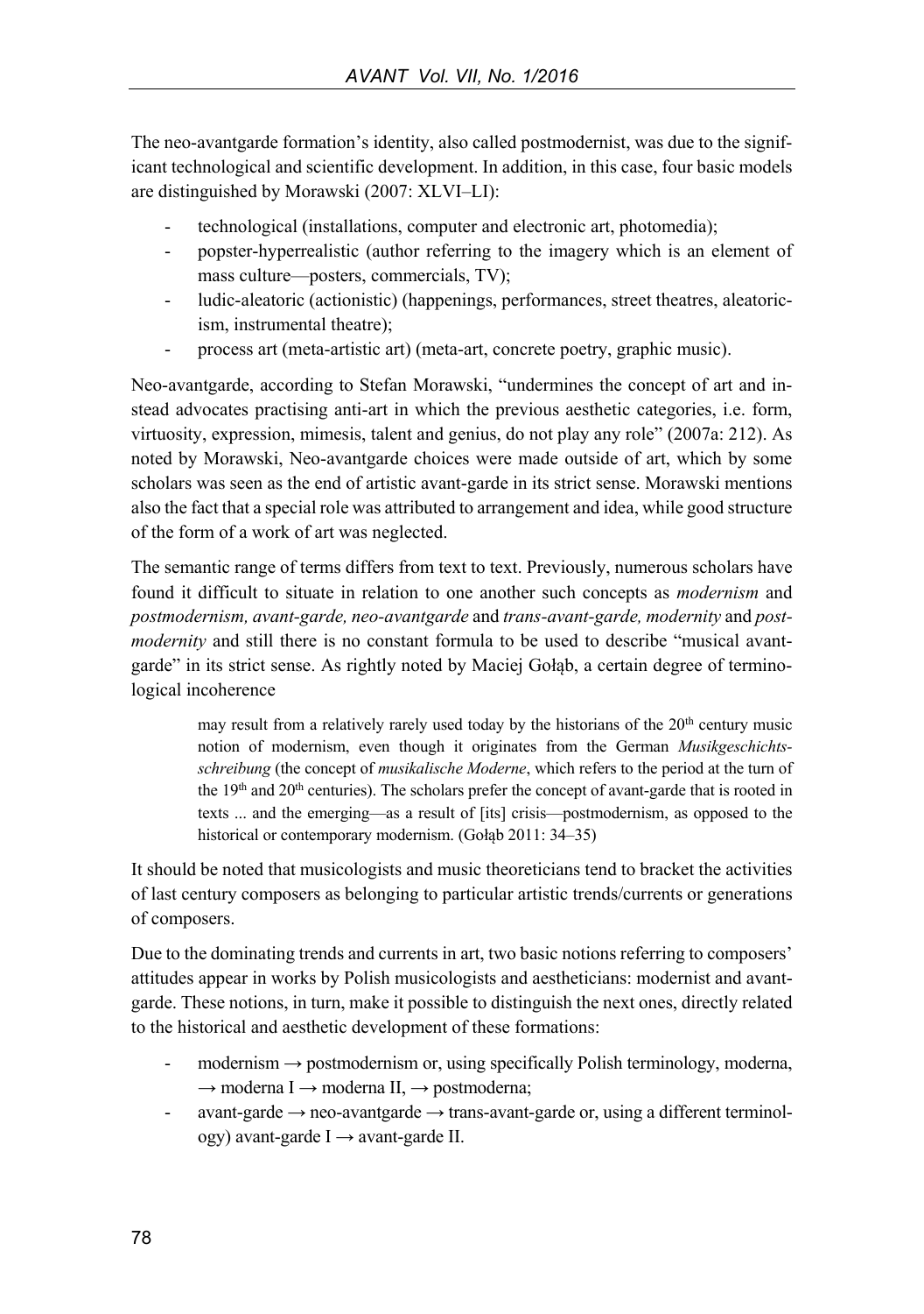The neo-avantgarde formation's identity, also called postmodernist, was due to the significant technological and scientific development. In addition, in this case, four basic models are distinguished by Morawski (2007: XLVI–LI):

- technological (installations, computer and electronic art, photomedia);
- popster-hyperrealistic (author referring to the imagery which is an element of mass culture—posters, commercials, TV);
- ludic-aleatoric (actionistic) (happenings, performances, street theatres, aleatoricism, instrumental theatre);
- process art (meta-artistic art) (meta-art, concrete poetry, graphic music).

Neo-avantgarde, according to Stefan Morawski, "undermines the concept of art and instead advocates practising anti-art in which the previous aesthetic categories, i.e. form, virtuosity, expression, mimesis, talent and genius, do not play any role" (2007a: 212). As noted by Morawski, Neo-avantgarde choices were made outside of art, which by some scholars was seen as the end of artistic avant-garde in its strict sense. Morawski mentions also the fact that a special role was attributed to arrangement and idea, while good structure of the form of a work of art was neglected.

The semantic range of terms differs from text to text. Previously, numerous scholars have found it difficult to situate in relation to one another such concepts as *modernism* and *postmodernism, avant-garde, neo-avantgarde* and *trans-avant-garde, modernity* and *postmodernity* and still there is no constant formula to be used to describe "musical avant-garde" in its strict sense. As rightly noted by Maciej Gołąb, a certain degree of terminological incoherence

> may result from a relatively rarely used today by the historians of the 20th century music notion of modernism, even though it originates from the German *Musikgeschichtsschreibung* (the concept of *musikalische Moderne*, which refers to the period at the turn of the 19th and 20th centuries). The scholars prefer the concept of avant-garde that is rooted in texts ... and the emerging—as a result of [its] crisis—postmodernism, as opposed to the historical or contemporary modernism. (Gołąb 2011: 34–35)

It should be noted that musicologists and music theoreticians tend to bracket the activities of last century composers as belonging to particular artistic trends/currents or generations of composers.

Due to the dominating trends and currents in art, two basic notions referring to composers' attitudes appear in works by Polish musicologists and aestheticians: modernist and avant-garde. These notions, in turn, make it possible to distinguish the next ones, directly related to the historical and aesthetic development of these formations:

- modernism → postmodernism or, using specifically Polish terminology, moderna, → moderna I → moderna II, → postmoderna;
- avant-garde → neo-avantgarde → trans-avant-garde or, using a different terminology) avant-garde I → avant-garde II.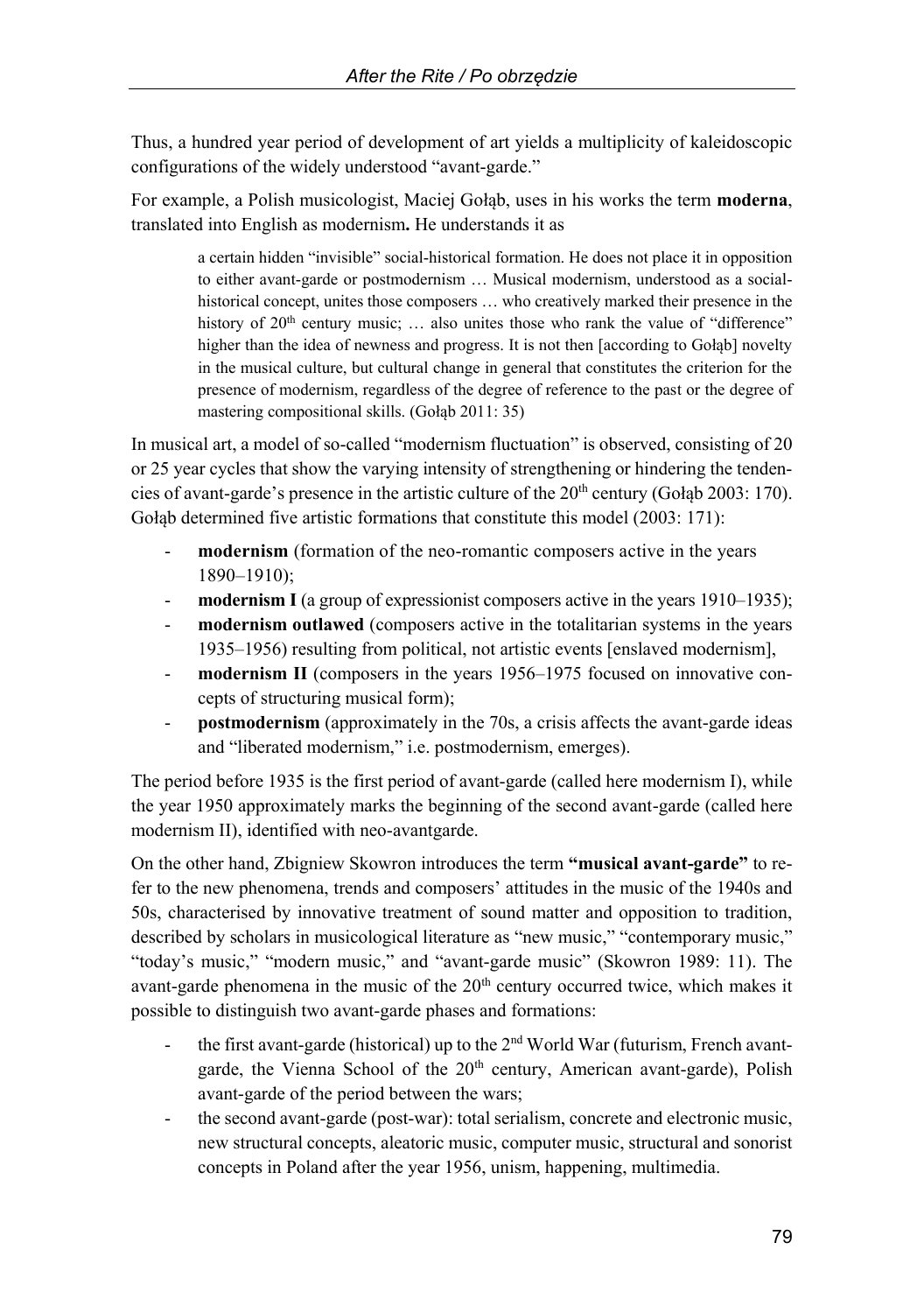Thus, a hundred year period of development of art yields a multiplicity of kaleidoscopic configurations of the widely understood "avant-garde."

For example, a Polish musicologist, Maciej Gołąb, uses in his works the term **moderna**, translated into English as modernism**.** He understands it as

> a certain hidden "invisible" social-historical formation. He does not place it in opposition to either avant-garde or postmodernism … Musical modernism, understood as a social-historical concept, unites those composers … who creatively marked their presence in the history of 20th century music; … also unites those who rank the value of "difference" higher than the idea of newness and progress. It is not then [according to Gołąb] novelty in the musical culture, but cultural change in general that constitutes the criterion for the presence of modernism, regardless of the degree of reference to the past or the degree of mastering compositional skills. (Gołąb 2011: 35)

In musical art, a model of so-called "modernism fluctuation" is observed, consisting of 20 or 25 year cycles that show the varying intensity of strengthening or hindering the tendencies of avant-garde's presence in the artistic culture of the 20th century (Gołąb 2003: 170). Gołąb determined five artistic formations that constitute this model (2003: 171):

- **modernism** (formation of the neo-romantic composers active in the years 1890–1910);
- **modernism I** (a group of expressionist composers active in the years 1910–1935);
- **modernism outlawed** (composers active in the totalitarian systems in the years 1935–1956) resulting from political, not artistic events [enslaved modernism],
- **modernism II** (composers in the years 1956–1975 focused on innovative concepts of structuring musical form);
- **postmodernism** (approximately in the 70s, a crisis affects the avant-garde ideas and "liberated modernism," i.e. postmodernism, emerges).

The period before 1935 is the first period of avant-garde (called here modernism I), while the year 1950 approximately marks the beginning of the second avant-garde (called here modernism II), identified with neo-avantgarde.

On the other hand, Zbigniew Skowron introduces the term **"musical avant-garde"** to refer to the new phenomena, trends and composers' attitudes in the music of the 1940s and 50s, characterised by innovative treatment of sound matter and opposition to tradition, described by scholars in musicological literature as "new music," "contemporary music," "today's music," "modern music," and "avant-garde music" (Skowron 1989: 11). The avant-garde phenomena in the music of the 20th century occurred twice, which makes it possible to distinguish two avant-garde phases and formations:

- the first avant-garde (historical) up to the 2nd World War (futurism, French avant-garde, the Vienna School of the 20th century, American avant-garde), Polish avant-garde of the period between the wars;
- the second avant-garde (post-war): total serialism, concrete and electronic music, new structural concepts, aleatoric music, computer music, structural and sonorist concepts in Poland after the year 1956, unism, happening, multimedia.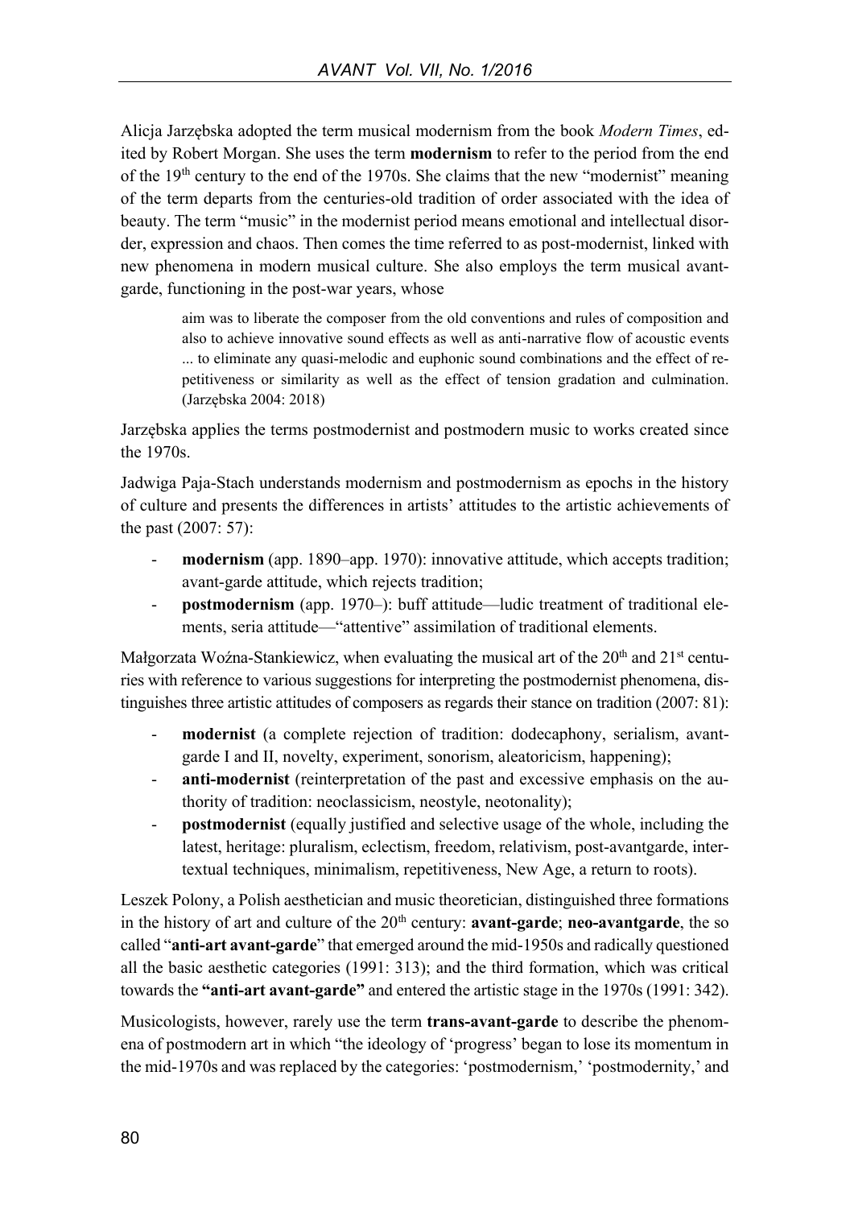Alicja Jarzębska adopted the term musical modernism from the book *Modern Times*, edited by Robert Morgan. She uses the term **modernism** to refer to the period from the end of the 19th century to the end of the 1970s. She claims that the new "modernist" meaning of the term departs from the centuries-old tradition of order associated with the idea of beauty. The term "music" in the modernist period means emotional and intellectual disorder, expression and chaos. Then comes the time referred to as post-modernist, linked with new phenomena in modern musical culture. She also employs the term musical avant-garde, functioning in the post-war years, whose

> aim was to liberate the composer from the old conventions and rules of composition and also to achieve innovative sound effects as well as anti-narrative flow of acoustic events ... to eliminate any quasi-melodic and euphonic sound combinations and the effect of repetitiveness or similarity as well as the effect of tension gradation and culmination. (Jarzębska 2004: 2018)

Jarzębska applies the terms postmodernist and postmodern music to works created since the 1970s.

Jadwiga Paja-Stach understands modernism and postmodernism as epochs in the history of culture and presents the differences in artists' attitudes to the artistic achievements of the past (2007: 57):

- **modernism** (app. 1890–app. 1970): innovative attitude, which accepts tradition; avant-garde attitude, which rejects tradition;
- **postmodernism** (app. 1970–): buff attitude—ludic treatment of traditional elements, seria attitude—"attentive" assimilation of traditional elements.

Małgorzata Woźna-Stankiewicz, when evaluating the musical art of the 20th and 21st centuries with reference to various suggestions for interpreting the postmodernist phenomena, distinguishes three artistic attitudes of composers as regards their stance on tradition (2007: 81):

- **modernist** (a complete rejection of tradition: dodecaphony, serialism, avant-garde I and II, novelty, experiment, sonorism, aleatoricism, happening);
- **anti-modernist** (reinterpretation of the past and excessive emphasis on the authority of tradition: neoclassicism, neostyle, neotonality);
- **postmodernist** (equally justified and selective usage of the whole, including the latest, heritage: pluralism, eclectism, freedom, relativism, post-avantgarde, intertextual techniques, minimalism, repetitiveness, New Age, a return to roots).

Leszek Polony, a Polish aesthetician and music theoretician, distinguished three formations in the history of art and culture of the 20th century: **avant-garde**; **neo-avantgarde**, the so called "**anti-art avant-garde**" that emerged around the mid-1950s and radically questioned all the basic aesthetic categories (1991: 313); and the third formation, which was critical towards the **"anti-art avant-garde"** and entered the artistic stage in the 1970s (1991: 342).

Musicologists, however, rarely use the term **trans-avant-garde** to describe the phenomena of postmodern art in which "the ideology of 'progress' began to lose its momentum in the mid-1970s and was replaced by the categories: 'postmodernism,' 'postmodernity,' and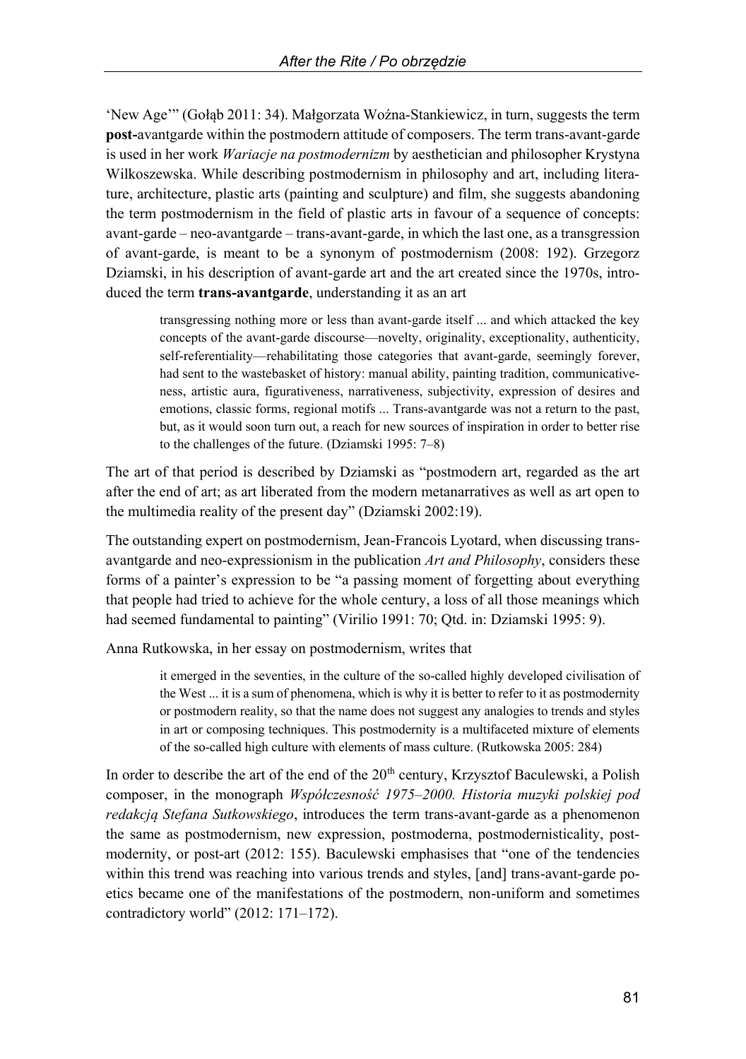'New Age'" (Gołąb 2011: 34). Małgorzata Woźna-Stankiewicz, in turn, suggests the term **post-**avantgarde within the postmodern attitude of composers. The term trans-avant-garde is used in her work *Wariacje na postmodernizm* by aesthetician and philosopher Krystyna Wilkoszewska. While describing postmodernism in philosophy and art, including literature, architecture, plastic arts (painting and sculpture) and film, she suggests abandoning the term postmodernism in the field of plastic arts in favour of a sequence of concepts: avant-garde – neo-avantgarde – trans-avant-garde, in which the last one, as a transgression of avant-garde, is meant to be a synonym of postmodernism (2008: 192). Grzegorz Dziamski, in his description of avant-garde art and the art created since the 1970s, introduced the term **trans-avantgarde**, understanding it as an art

> transgressing nothing more or less than avant-garde itself ... and which attacked the key concepts of the avant-garde discourse—novelty, originality, exceptionality, authenticity, self-referentiality—rehabilitating those categories that avant-garde, seemingly forever, had sent to the wastebasket of history: manual ability, painting tradition, communicativeness, artistic aura, figurativeness, narrativeness, subjectivity, expression of desires and emotions, classic forms, regional motifs ... Trans-avantgarde was not a return to the past, but, as it would soon turn out, a reach for new sources of inspiration in order to better rise to the challenges of the future. (Dziamski 1995: 7–8)

The art of that period is described by Dziamski as "postmodern art, regarded as the art after the end of art; as art liberated from the modern metanarratives as well as art open to the multimedia reality of the present day" (Dziamski 2002:19).

The outstanding expert on postmodernism, Jean-Francois Lyotard, when discussing trans-avantgarde and neo-expressionism in the publication *Art and Philosophy*, considers these forms of a painter's expression to be "a passing moment of forgetting about everything that people had tried to achieve for the whole century, a loss of all those meanings which had seemed fundamental to painting" (Virilio 1991: 70; Qtd. in: Dziamski 1995: 9).

Anna Rutkowska, in her essay on postmodernism, writes that

> it emerged in the seventies, in the culture of the so-called highly developed civilisation of the West ... it is a sum of phenomena, which is why it is better to refer to it as postmodernity or postmodern reality, so that the name does not suggest any analogies to trends and styles in art or composing techniques. This postmodernity is a multifaceted mixture of elements of the so-called high culture with elements of mass culture. (Rutkowska 2005: 284)

In order to describe the art of the end of the 20th century, Krzysztof Baculewski, a Polish composer, in the monograph *Współczesność 1975–2000. Historia muzyki polskiej pod redakcją Stefana Sutkowskiego*, introduces the term trans-avant-garde as a phenomenon the same as postmodernism, new expression, postmoderna, postmodernisticality, postmodernity, or post-art (2012: 155). Baculewski emphasises that "one of the tendencies within this trend was reaching into various trends and styles, [and] trans-avant-garde poetics became one of the manifestations of the postmodern, non-uniform and sometimes contradictory world" (2012: 171–172).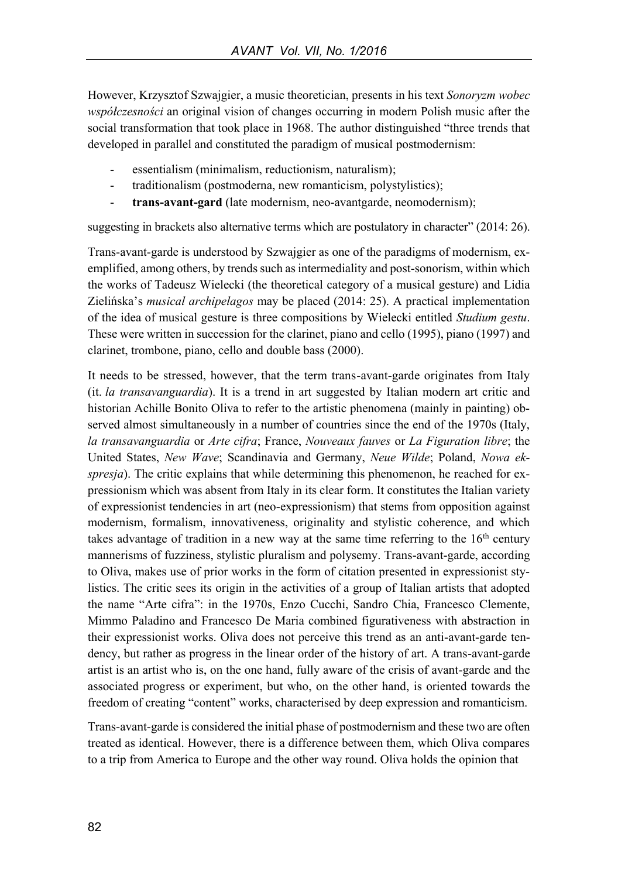However, Krzysztof Szwajgier, a music theoretician, presents in his text *Sonoryzm wobec współczesności* an original vision of changes occurring in modern Polish music after the social transformation that took place in 1968. The author distinguished "three trends that developed in parallel and constituted the paradigm of musical postmodernism:

- essentialism (minimalism, reductionism, naturalism);
- traditionalism (postmoderna, new romanticism, polystylistics);
- **trans-avant-gard** (late modernism, neo-avantgarde, neomodernism);

suggesting in brackets also alternative terms which are postulatory in character" (2014: 26).

Trans-avant-garde is understood by Szwajgier as one of the paradigms of modernism, exemplified, among others, by trends such as intermediality and post-sonorism, within which the works of Tadeusz Wielecki (the theoretical category of a musical gesture) and Lidia Zielińska's *musical archipelagos* may be placed (2014: 25). A practical implementation of the idea of musical gesture is three compositions by Wielecki entitled *Studium gestu*. These were written in succession for the clarinet, piano and cello (1995), piano (1997) and clarinet, trombone, piano, cello and double bass (2000).

It needs to be stressed, however, that the term trans-avant-garde originates from Italy (it. *la transavanguardia*). It is a trend in art suggested by Italian modern art critic and historian Achille Bonito Oliva to refer to the artistic phenomena (mainly in painting) observed almost simultaneously in a number of countries since the end of the 1970s (Italy, *la transavanguardia* or *Arte cifra*; France, *Nouveaux fauves* or *La Figuration libre*; the United States, *New Wave*; Scandinavia and Germany, *Neue Wilde*; Poland, *Nowa ekspresja*). The critic explains that while determining this phenomenon, he reached for expressionism which was absent from Italy in its clear form. It constitutes the Italian variety of expressionist tendencies in art (neo-expressionism) that stems from opposition against modernism, formalism, innovativeness, originality and stylistic coherence, and which takes advantage of tradition in a new way at the same time referring to the 16th century mannerisms of fuzziness, stylistic pluralism and polysemy. Trans-avant-garde, according to Oliva, makes use of prior works in the form of citation presented in expressionist stylistics. The critic sees its origin in the activities of a group of Italian artists that adopted the name "Arte cifra": in the 1970s, Enzo Cucchi, Sandro Chia, Francesco Clemente, Mimmo Paladino and Francesco De Maria combined figurativeness with abstraction in their expressionist works. Oliva does not perceive this trend as an anti-avant-garde tendency, but rather as progress in the linear order of the history of art. A trans-avant-garde artist is an artist who is, on the one hand, fully aware of the crisis of avant-garde and the associated progress or experiment, but who, on the other hand, is oriented towards the freedom of creating "content" works, characterised by deep expression and romanticism.

Trans-avant-garde is considered the initial phase of postmodernism and these two are often treated as identical. However, there is a difference between them, which Oliva compares to a trip from America to Europe and the other way round. Oliva holds the opinion that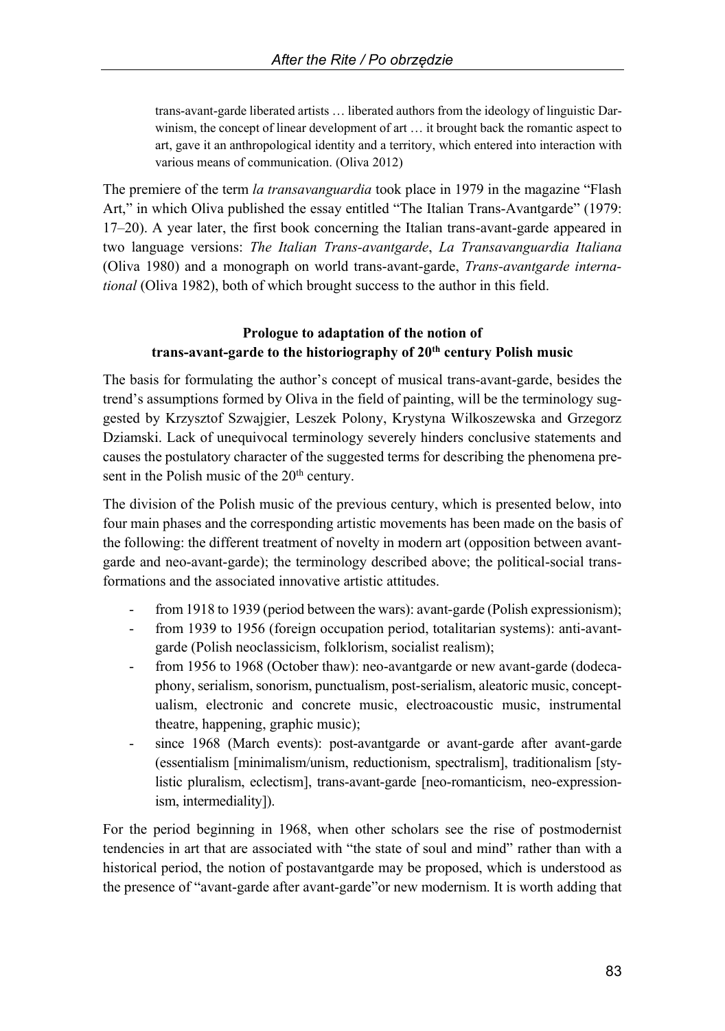> trans-avant-garde liberated artists … liberated authors from the ideology of linguistic Darwinism, the concept of linear development of art … it brought back the romantic aspect to art, gave it an anthropological identity and a territory, which entered into interaction with various means of communication. (Oliva 2012)

The premiere of the term *la transavanguardia* took place in 1979 in the magazine "Flash Art," in which Oliva published the essay entitled "The Italian Trans-Avantgarde" (1979: 17–20). A year later, the first book concerning the Italian trans-avant-garde appeared in two language versions: *The Italian Trans-avantgarde*, *La Transavanguardia Italiana* (Oliva 1980) and a monograph on world trans-avant-garde, *Trans-avantgarde international* (Oliva 1982), both of which brought success to the author in this field.

### Prologue to adaptation of the notion of trans-avant-garde to the historiography of 20th century Polish music

The basis for formulating the author's concept of musical trans-avant-garde, besides the trend's assumptions formed by Oliva in the field of painting, will be the terminology suggested by Krzysztof Szwajgier, Leszek Polony, Krystyna Wilkoszewska and Grzegorz Dziamski. Lack of unequivocal terminology severely hinders conclusive statements and causes the postulatory character of the suggested terms for describing the phenomena present in the Polish music of the 20th century.

The division of the Polish music of the previous century, which is presented below, into four main phases and the corresponding artistic movements has been made on the basis of the following: the different treatment of novelty in modern art (opposition between avant-garde and neo-avant-garde); the terminology described above; the political-social transformations and the associated innovative artistic attitudes.

- from 1918 to 1939 (period between the wars): avant-garde (Polish expressionism);
- from 1939 to 1956 (foreign occupation period, totalitarian systems): anti-avant-garde (Polish neoclassicism, folklorism, socialist realism);
- from 1956 to 1968 (October thaw): neo-avantgarde or new avant-garde (dodecaphony, serialism, sonorism, punctualism, post-serialism, aleatoric music, conceptualism, electronic and concrete music, electroacoustic music, instrumental theatre, happening, graphic music);
- since 1968 (March events): post-avantgarde or avant-garde after avant-garde (essentialism [minimalism/unism, reductionism, spectralism], traditionalism [stylistic pluralism, eclectism], trans-avant-garde [neo-romanticism, neo-expressionism, intermediality]).

For the period beginning in 1968, when other scholars see the rise of postmodernist tendencies in art that are associated with "the state of soul and mind" rather than with a historical period, the notion of postavantgarde may be proposed, which is understood as the presence of "avant-garde after avant-garde"or new modernism. It is worth adding that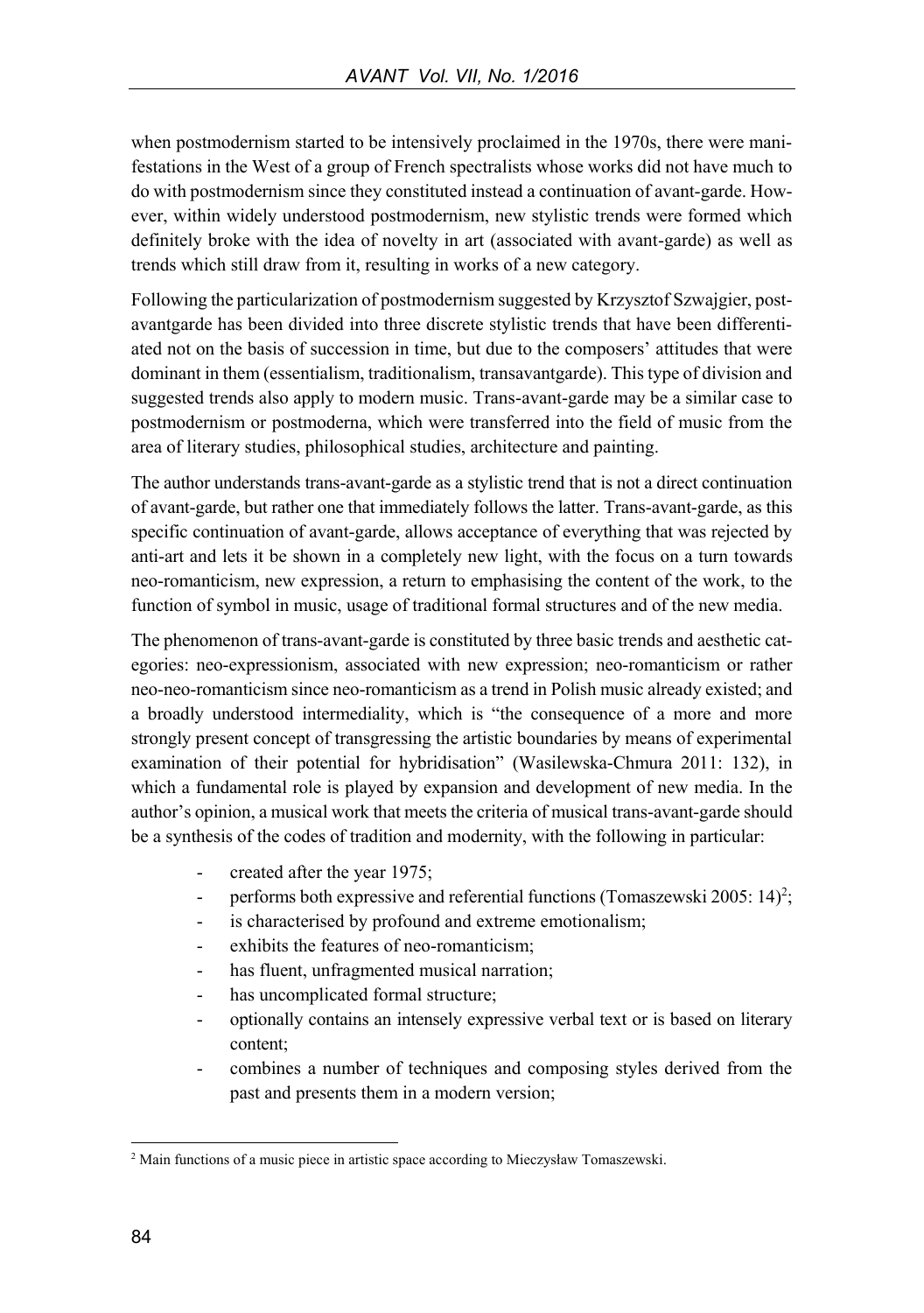when postmodernism started to be intensively proclaimed in the 1970s, there were manifestations in the West of a group of French spectralists whose works did not have much to do with postmodernism since they constituted instead a continuation of avant-garde. However, within widely understood postmodernism, new stylistic trends were formed which definitely broke with the idea of novelty in art (associated with avant-garde) as well as trends which still draw from it, resulting in works of a new category.

Following the particularization of postmodernism suggested by Krzysztof Szwajgier, postavantgarde has been divided into three discrete stylistic trends that have been differentiated not on the basis of succession in time, but due to the composers' attitudes that were dominant in them (essentialism, traditionalism, transavantgarde). This type of division and suggested trends also apply to modern music. Trans-avant-garde may be a similar case to postmodernism or postmoderna, which were transferred into the field of music from the area of literary studies, philosophical studies, architecture and painting.

The author understands trans-avant-garde as a stylistic trend that is not a direct continuation of avant-garde, but rather one that immediately follows the latter. Trans-avant-garde, as this specific continuation of avant-garde, allows acceptance of everything that was rejected by anti-art and lets it be shown in a completely new light, with the focus on a turn towards neo-romanticism, new expression, a return to emphasising the content of the work, to the function of symbol in music, usage of traditional formal structures and of the new media.

The phenomenon of trans-avant-garde is constituted by three basic trends and aesthetic categories: neo-expressionism, associated with new expression; neo-romanticism or rather neo-neo-romanticism since neo-romanticism as a trend in Polish music already existed; and a broadly understood intermediality, which is "the consequence of a more and more strongly present concept of transgressing the artistic boundaries by means of experimental examination of their potential for hybridisation" (Wasilewska-Chmura 2011: 132), in which a fundamental role is played by expansion and development of new media. In the author's opinion, a musical work that meets the criteria of musical trans-avant-garde should be a synthesis of the codes of tradition and modernity, with the following in particular:

- created after the year 1975;
- performs both expressive and referential functions (Tomaszewski 2005: 14)[2];
- is characterised by profound and extreme emotionalism;
- exhibits the features of neo-romanticism;
- has fluent, unfragmented musical narration;
- has uncomplicated formal structure;
- optionally contains an intensely expressive verbal text or is based on literary content;
- combines a number of techniques and composing styles derived from the past and presents them in a modern version;

[2] Main functions of a music piece in artistic space according to Mieczysław Tomaszewski.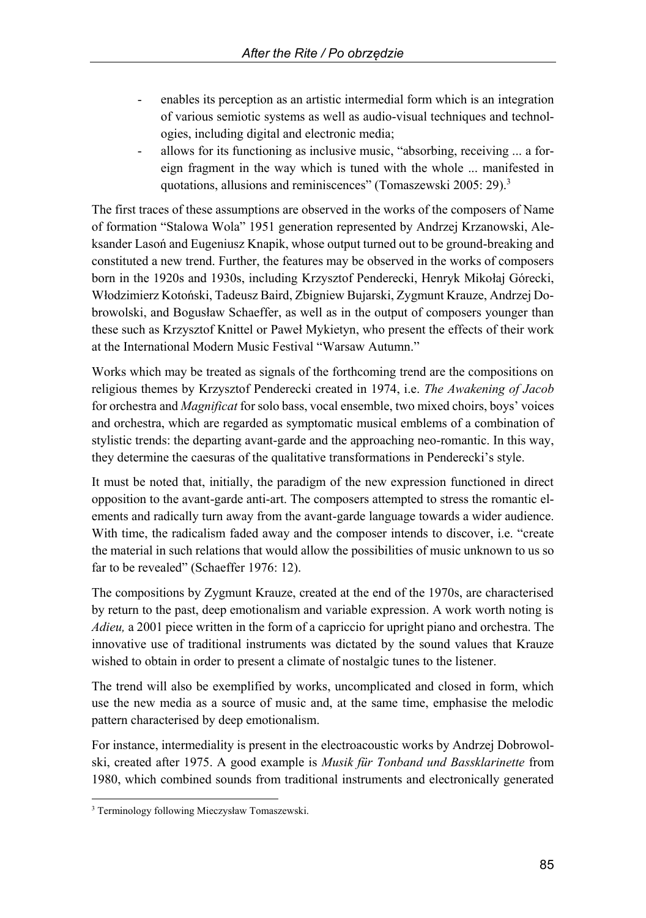- enables its perception as an artistic intermedial form which is an integration of various semiotic systems as well as audio-visual techniques and technologies, including digital and electronic media;
- allows for its functioning as inclusive music, "absorbing, receiving ... a foreign fragment in the way which is tuned with the whole ... manifested in quotations, allusions and reminiscences" (Tomaszewski 2005: 29).[3]

The first traces of these assumptions are observed in the works of the composers of Name of formation "Stalowa Wola" 1951 generation represented by Andrzej Krzanowski, Aleksander Lasoń and Eugeniusz Knapik, whose output turned out to be ground-breaking and constituted a new trend. Further, the features may be observed in the works of composers born in the 1920s and 1930s, including Krzysztof Penderecki, Henryk Mikołaj Górecki, Włodzimierz Kotoński, Tadeusz Baird, Zbigniew Bujarski, Zygmunt Krauze, Andrzej Dobrowolski, and Bogusław Schaeffer, as well as in the output of composers younger than these such as Krzysztof Knittel or Paweł Mykietyn, who present the effects of their work at the International Modern Music Festival "Warsaw Autumn."

Works which may be treated as signals of the forthcoming trend are the compositions on religious themes by Krzysztof Penderecki created in 1974, i.e. *The Awakening of Jacob* for orchestra and *Magnificat* for solo bass, vocal ensemble, two mixed choirs, boys' voices and orchestra, which are regarded as symptomatic musical emblems of a combination of stylistic trends: the departing avant-garde and the approaching neo-romantic. In this way, they determine the caesuras of the qualitative transformations in Penderecki's style.

It must be noted that, initially, the paradigm of the new expression functioned in direct opposition to the avant-garde anti-art. The composers attempted to stress the romantic elements and radically turn away from the avant-garde language towards a wider audience. With time, the radicalism faded away and the composer intends to discover, i.e. "create the material in such relations that would allow the possibilities of music unknown to us so far to be revealed" (Schaeffer 1976: 12).

The compositions by Zygmunt Krauze, created at the end of the 1970s, are characterised by return to the past, deep emotionalism and variable expression. A work worth noting is *Adieu,* a 2001 piece written in the form of a capriccio for upright piano and orchestra. The innovative use of traditional instruments was dictated by the sound values that Krauze wished to obtain in order to present a climate of nostalgic tunes to the listener.

The trend will also be exemplified by works, uncomplicated and closed in form, which use the new media as a source of music and, at the same time, emphasise the melodic pattern characterised by deep emotionalism.

For instance, intermediality is present in the electroacoustic works by Andrzej Dobrowolski, created after 1975. A good example is *Musik für Tonband und Bassklarinette* from 1980, which combined sounds from traditional instruments and electronically generated

[3] Terminology following Mieczysław Tomaszewski.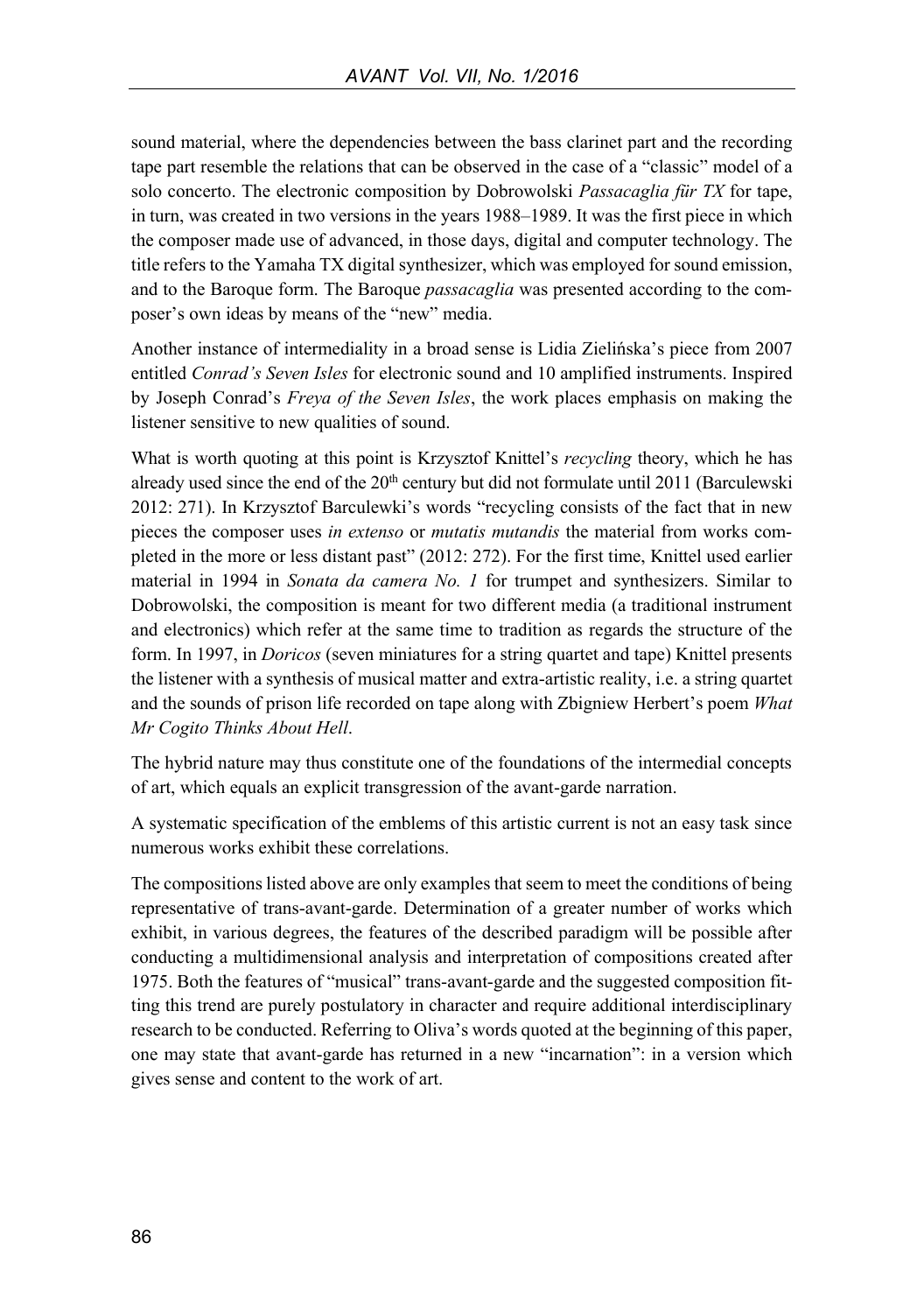sound material, where the dependencies between the bass clarinet part and the recording tape part resemble the relations that can be observed in the case of a "classic" model of a solo concerto. The electronic composition by Dobrowolski *Passacaglia für TX* for tape, in turn, was created in two versions in the years 1988–1989. It was the first piece in which the composer made use of advanced, in those days, digital and computer technology. The title refers to the Yamaha TX digital synthesizer, which was employed for sound emission, and to the Baroque form. The Baroque *passacaglia* was presented according to the composer's own ideas by means of the "new" media.

Another instance of intermediality in a broad sense is Lidia Zielińska's piece from 2007 entitled *Conrad's Seven Isles* for electronic sound and 10 amplified instruments. Inspired by Joseph Conrad's *Freya of the Seven Isles*, the work places emphasis on making the listener sensitive to new qualities of sound.

What is worth quoting at this point is Krzysztof Knittel's *recycling* theory, which he has already used since the end of the 20th century but did not formulate until 2011 (Barculewski 2012: 271). In Krzysztof Barculewki's words "recycling consists of the fact that in new pieces the composer uses *in extenso* or *mutatis mutandis* the material from works completed in the more or less distant past" (2012: 272). For the first time, Knittel used earlier material in 1994 in *Sonata da camera No. 1* for trumpet and synthesizers. Similar to Dobrowolski, the composition is meant for two different media (a traditional instrument and electronics) which refer at the same time to tradition as regards the structure of the form. In 1997, in *Doricos* (seven miniatures for a string quartet and tape) Knittel presents the listener with a synthesis of musical matter and extra-artistic reality, i.e. a string quartet and the sounds of prison life recorded on tape along with Zbigniew Herbert's poem *What Mr Cogito Thinks About Hell*.

The hybrid nature may thus constitute one of the foundations of the intermedial concepts of art, which equals an explicit transgression of the avant-garde narration.

A systematic specification of the emblems of this artistic current is not an easy task since numerous works exhibit these correlations.

The compositions listed above are only examples that seem to meet the conditions of being representative of trans-avant-garde. Determination of a greater number of works which exhibit, in various degrees, the features of the described paradigm will be possible after conducting a multidimensional analysis and interpretation of compositions created after 1975. Both the features of "musical" trans-avant-garde and the suggested composition fitting this trend are purely postulatory in character and require additional interdisciplinary research to be conducted. Referring to Oliva's words quoted at the beginning of this paper, one may state that avant-garde has returned in a new "incarnation": in a version which gives sense and content to the work of art.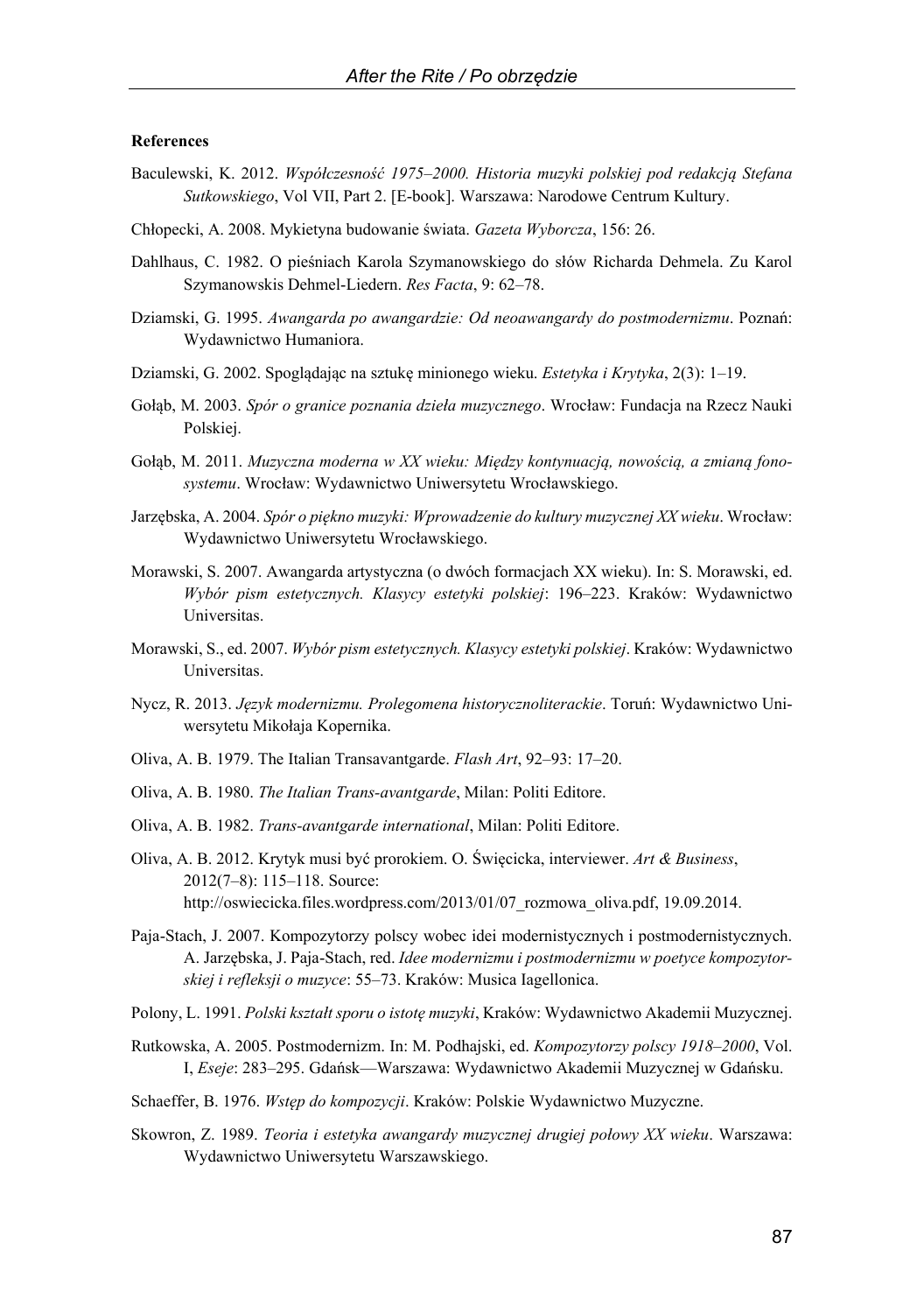**References**

Baculewski, K. 2012. *Współczesność 1975–2000. Historia muzyki polskiej pod redakcją Stefana Sutkowskiego*, Vol VII, Part 2. [E-book]. Warszawa: Narodowe Centrum Kultury.

Chłopecki, A. 2008. Mykietyna budowanie świata. *Gazeta Wyborcza*, 156: 26.

Dahlhaus, C. 1982. O pieśniach Karola Szymanowskiego do słów Richarda Dehmela. Zu Karol Szymanowskis Dehmel-Liedern. *Res Facta*, 9: 62–78.

Dziamski, G. 1995. *Awangarda po awangardzie: Od neoawangardy do postmodernizmu*. Poznań: Wydawnictwo Humaniora.

Dziamski, G. 2002. Spoglądając na sztukę minionego wieku. *Estetyka i Krytyka*, 2(3): 1–19.

Gołąb, M. 2003. *Spór o granice poznania dzieła muzycznego*. Wrocław: Fundacja na Rzecz Nauki Polskiej.

Gołąb, M. 2011. *Muzyczna moderna w XX wieku: Między kontynuacją, nowością, a zmianą fonosystemu*. Wrocław: Wydawnictwo Uniwersytetu Wrocławskiego.

Jarzębska, A. 2004. *Spór o piękno muzyki: Wprowadzenie do kultury muzycznej XX wieku*. Wrocław: Wydawnictwo Uniwersytetu Wrocławskiego.

Morawski, S. 2007. Awangarda artystyczna (o dwóch formacjach XX wieku). In: S. Morawski, ed. *Wybór pism estetycznych. Klasycy estetyki polskiej*: 196–223. Kraków: Wydawnictwo Universitas.

Morawski, S., ed. 2007. *Wybór pism estetycznych. Klasycy estetyki polskiej*. Kraków: Wydawnictwo Universitas.

Nycz, R. 2013. *Język modernizmu. Prolegomena historycznoliterackie*. Toruń: Wydawnictwo Uniwersytetu Mikołaja Kopernika.

Oliva, A. B. 1979. The Italian Transavantgarde. *Flash Art*, 92–93: 17–20.

Oliva, A. B. 1980. *The Italian Trans-avantgarde*, Milan: Politi Editore.

Oliva, A. B. 1982. *Trans-avantgarde international*, Milan: Politi Editore.

Oliva, A. B. 2012. Krytyk musi być prorokiem. O. Święcicka, interviewer. *Art & Business*, 2012(7–8): 115–118. Source: http://oswiecicka.files.wordpress.com/2013/01/07_rozmowa_oliva.pdf, 19.09.2014.

Paja-Stach, J. 2007. Kompozytorzy polscy wobec idei modernistycznych i postmodernistycznych. A. Jarzębska, J. Paja-Stach, red. *Idee modernizmu i postmodernizmu w poetyce kompozytorskiej i refleksji o muzyce*: 55–73. Kraków: Musica Iagellonica.

Polony, L. 1991. *Polski kształt sporu o istotę muzyki*, Kraków: Wydawnictwo Akademii Muzycznej.

Rutkowska, A. 2005. Postmodernizm. In: M. Podhajski, ed. *Kompozytorzy polscy 1918–2000*, Vol. I, *Eseje*: 283–295. Gdańsk—Warszawa: Wydawnictwo Akademii Muzycznej w Gdańsku.

Schaeffer, B. 1976. *Wstęp do kompozycji*. Kraków: Polskie Wydawnictwo Muzyczne.

Skowron, Z. 1989. *Teoria i estetyka awangardy muzycznej drugiej połowy XX wieku*. Warszawa: Wydawnictwo Uniwersytetu Warszawskiego.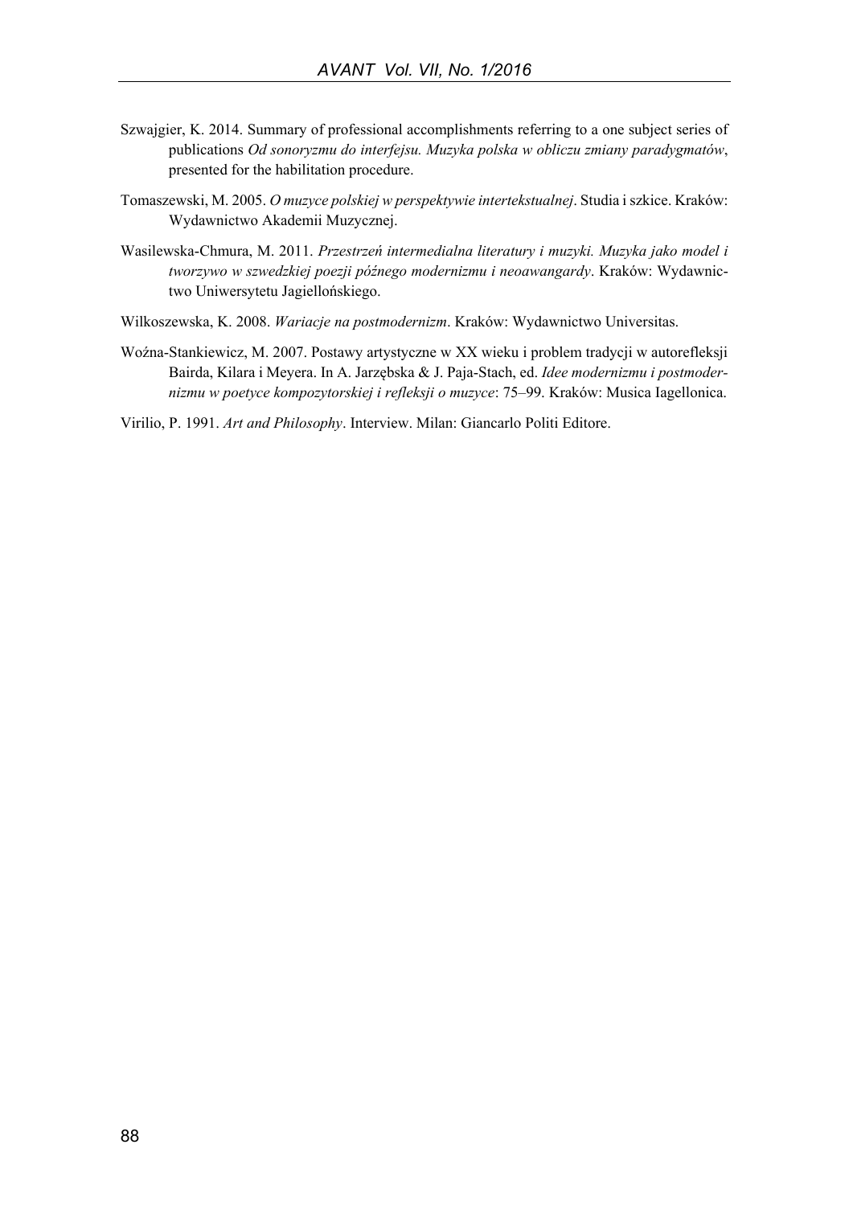Szwajgier, K. 2014. Summary of professional accomplishments referring to a one subject series of publications *Od sonoryzmu do interfejsu. Muzyka polska w obliczu zmiany paradygmatów*, presented for the habilitation procedure.

Tomaszewski, M. 2005. *O muzyce polskiej w perspektywie intertekstualnej*. Studia i szkice. Kraków: Wydawnictwo Akademii Muzycznej.

Wasilewska-Chmura, M. 2011. *Przestrzeń intermedialna literatury i muzyki. Muzyka jako model i tworzywo w szwedzkiej poezji późnego modernizmu i neoawangardy*. Kraków: Wydawnictwo Uniwersytetu Jagiellońskiego.

Wilkoszewska, K. 2008. *Wariacje na postmodernizm*. Kraków: Wydawnictwo Universitas.

Woźna-Stankiewicz, M. 2007. Postawy artystyczne w XX wieku i problem tradycji w autorefleksji Bairda, Kilara i Meyera. In A. Jarzębska & J. Paja-Stach, ed. *Idee modernizmu i postmodernizmu w poetyce kompozytorskiej i refleksji o muzyce*: 75–99. Kraków: Musica Iagellonica.

Virilio, P. 1991. *Art and Philosophy*. Interview. Milan: Giancarlo Politi Editore.